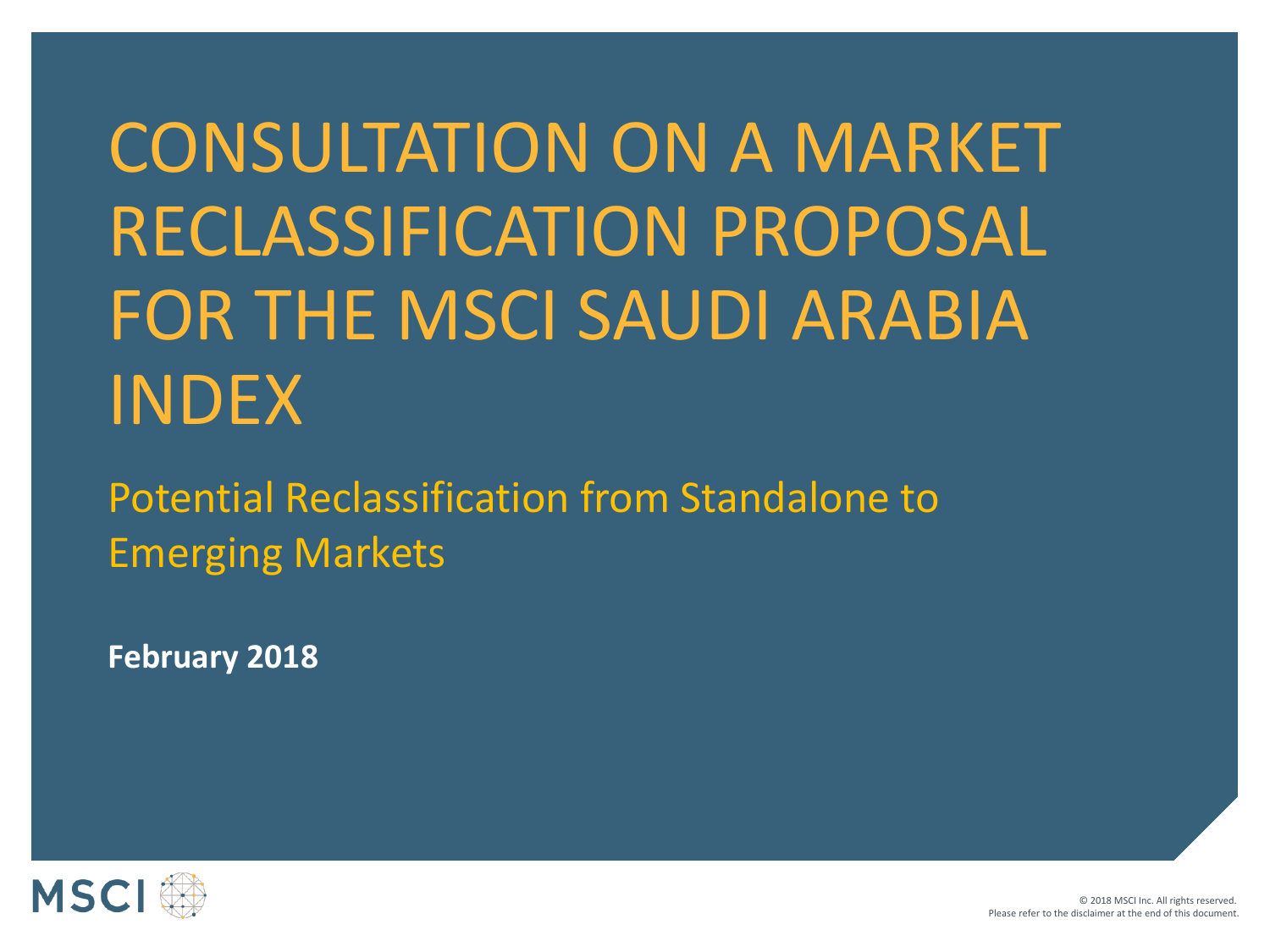# CONSULTATION ON A MARKET RECLASSIFICATION PROPOSAL FOR THE MSCI SAUDI ARABIA INDEX

## Potential Reclassification from Standalone to Emerging Markets

**February 2018**

MSCI

© 2018 MSCI Inc. All rights reserved.
Please refer to the disclaimer at the end of this document.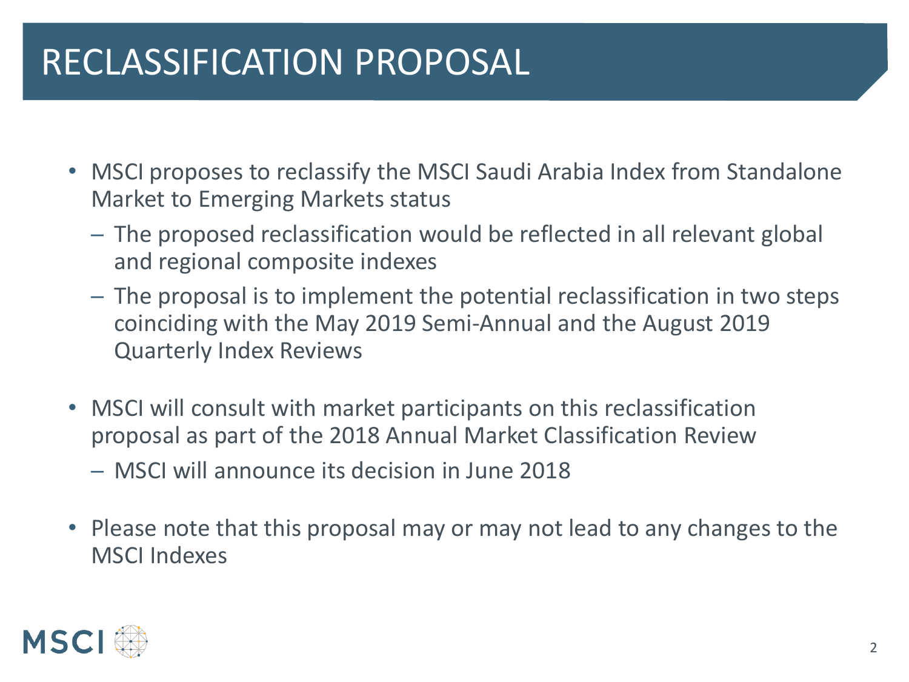# RECLASSIFICATION PROPOSAL

- MSCI proposes to reclassify the MSCI Saudi Arabia Index from Standalone Market to Emerging Markets status
  - The proposed reclassification would be reflected in all relevant global and regional composite indexes
  - The proposal is to implement the potential reclassification in two steps coinciding with the May 2019 Semi-Annual and the August 2019 Quarterly Index Reviews
- MSCI will consult with market participants on this reclassification proposal as part of the 2018 Annual Market Classification Review
  - MSCI will announce its decision in June 2018
- Please note that this proposal may or may not lead to any changes to the MSCI Indexes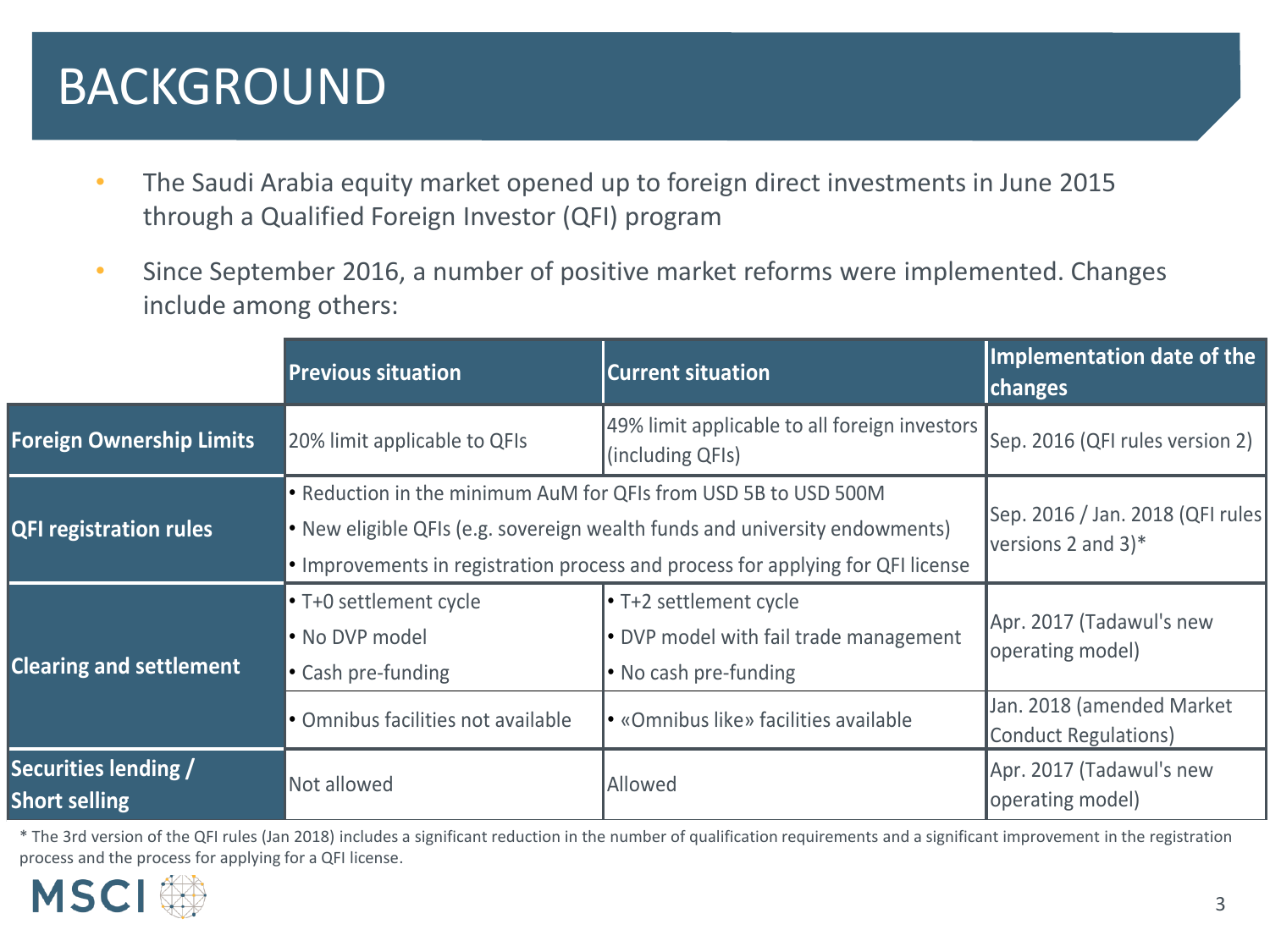# BACKGROUND

- The Saudi Arabia equity market opened up to foreign direct investments in June 2015 through a Qualified Foreign Investor (QFI) program
- Since September 2016, a number of positive market reforms were implemented. Changes include among others:

| | Previous situation | Current situation | Implementation date of the changes |
|---|---|---|---|
| **Foreign Ownership Limits** | 20% limit applicable to QFIs | 49% limit applicable to all foreign investors (including QFIs) | Sep. 2016 (QFI rules version 2) |
| **QFI registration rules** | • Reduction in the minimum AuM for QFIs from USD 5B to USD 500M<br>• New eligible QFIs (e.g. sovereign wealth funds and university endowments)<br>• Improvements in registration process and process for applying for QFI license | | Sep. 2016 / Jan. 2018 (QFI rules versions 2 and 3)* |
| **Clearing and settlement** | • T+0 settlement cycle<br>• No DVP model<br>• Cash pre-funding | • T+2 settlement cycle<br>• DVP model with fail trade management<br>• No cash pre-funding | Apr. 2017 (Tadawul's new operating model) |
| | • Omnibus facilities not available | • «Omnibus like» facilities available | Jan. 2018 (amended Market Conduct Regulations) |
| **Securities lending / Short selling** | Not allowed | Allowed | Apr. 2017 (Tadawul's new operating model) |

* The 3rd version of the QFI rules (Jan 2018) includes a significant reduction in the number of qualification requirements and a significant improvement in the registration process and the process for applying for a QFI license.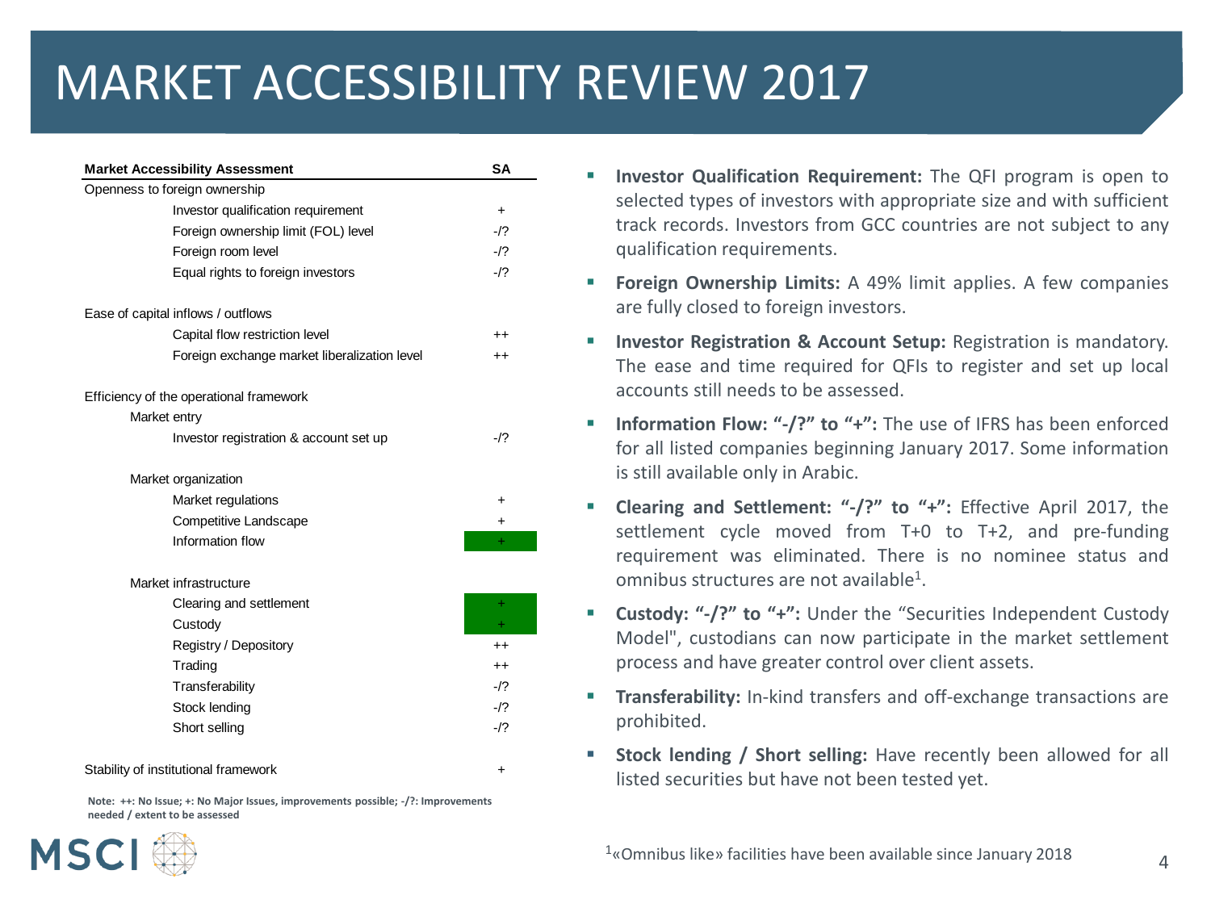# MARKET ACCESSIBILITY REVIEW 2017

| Market Accessibility Assessment | SA |
|---|---|
| Openness to foreign ownership | |
| Investor qualification requirement | + |
| Foreign ownership limit (FOL) level | -/? |
| Foreign room level | -/? |
| Equal rights to foreign investors | -/? |
| | |
| Ease of capital inflows / outflows | |
| Capital flow restriction level | ++ |
| Foreign exchange market liberalization level | ++ |
| | |
| Efficiency of the operational framework | |
| Market entry | |
| Investor registration & account set up | -/? |
| | |
| Market organization | |
| Market regulations | + |
| Competitive Landscape | + |
| Information flow | + |
| | |
| Market infrastructure | |
| Clearing and settlement | + |
| Custody | + |
| Registry / Depository | ++ |
| Trading | ++ |
| Transferability | -/? |
| Stock lending | -/? |
| Short selling | -/? |
| | |
| Stability of institutional framework | + |

**Note: ++: No Issue; +: No Major Issues, improvements possible; -/?: Improvements needed / extent to be assessed**

- **Investor Qualification Requirement:** The QFI program is open to selected types of investors with appropriate size and with sufficient track records. Investors from GCC countries are not subject to any qualification requirements.
- **Foreign Ownership Limits:** A 49% limit applies. A few companies are fully closed to foreign investors.
- **Investor Registration & Account Setup:** Registration is mandatory. The ease and time required for QFIs to register and set up local accounts still needs to be assessed.
- **Information Flow: "-/?" to "+":** The use of IFRS has been enforced for all listed companies beginning January 2017. Some information is still available only in Arabic.
- **Clearing and Settlement: "-/?" to "+":** Effective April 2017, the settlement cycle moved from T+0 to T+2, and pre-funding requirement was eliminated. There is no nominee status and omnibus structures are not available[1].
- **Custody: "-/?" to "+":** Under the "Securities Independent Custody Model", custodians can now participate in the market settlement process and have greater control over client assets.
- **Transferability:** In-kind transfers and off-exchange transactions are prohibited.
- **Stock lending / Short selling:** Have recently been allowed for all listed securities but have not been tested yet.

[1]«Omnibus like» facilities have been available since January 2018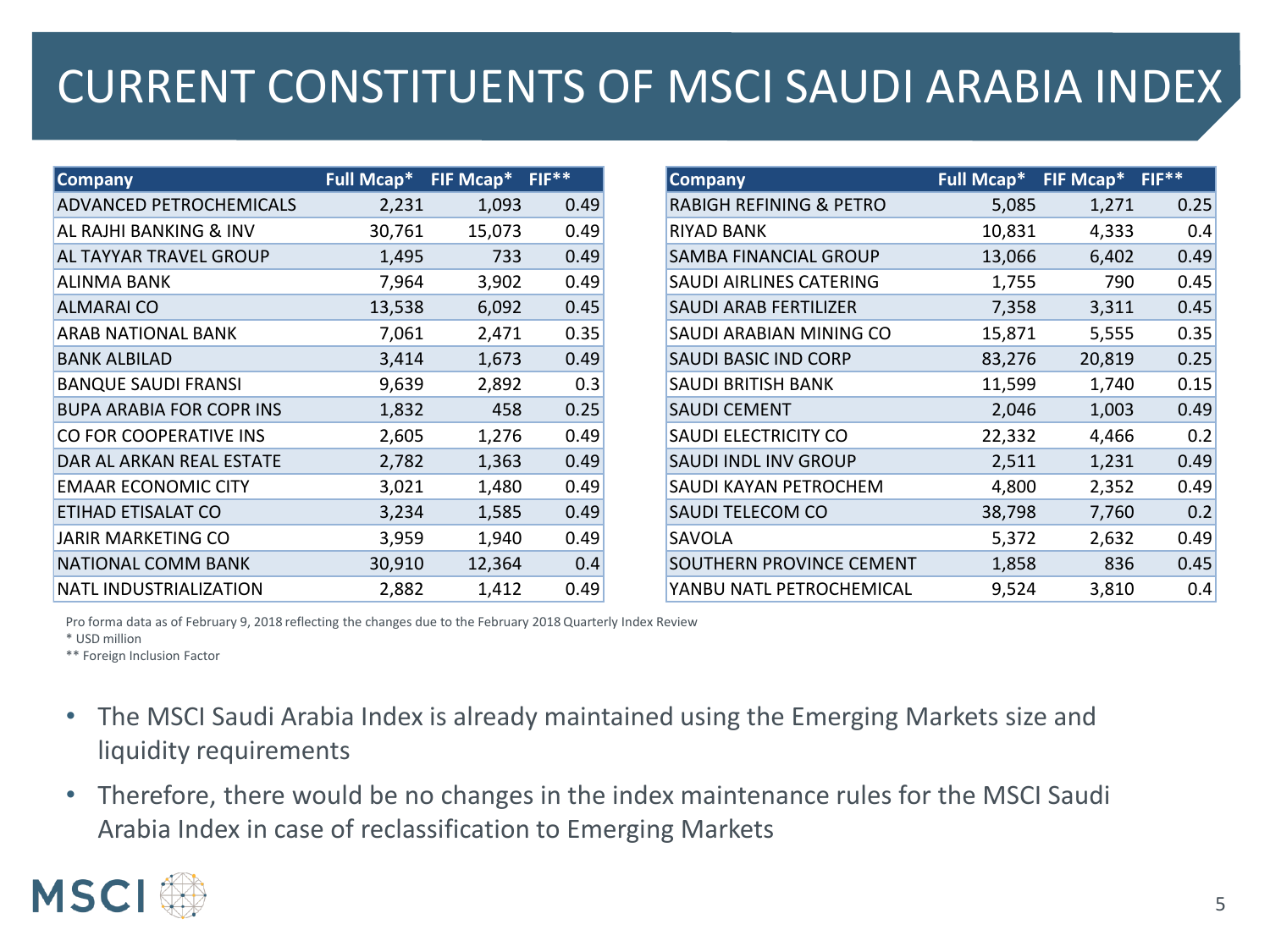# CURRENT CONSTITUENTS OF MSCI SAUDI ARABIA INDEX

| Company | Full Mcap* | FIF Mcap* | FIF** |
|---|---|---|---|
| ADVANCED PETROCHEMICALS | 2,231 | 1,093 | 0.49 |
| AL RAJHI BANKING & INV | 30,761 | 15,073 | 0.49 |
| AL TAYYAR TRAVEL GROUP | 1,495 | 733 | 0.49 |
| ALINMA BANK | 7,964 | 3,902 | 0.49 |
| ALMARAI CO | 13,538 | 6,092 | 0.45 |
| ARAB NATIONAL BANK | 7,061 | 2,471 | 0.35 |
| BANK ALBILAD | 3,414 | 1,673 | 0.49 |
| BANQUE SAUDI FRANSI | 9,639 | 2,892 | 0.3 |
| BUPA ARABIA FOR COPR INS | 1,832 | 458 | 0.25 |
| CO FOR COOPERATIVE INS | 2,605 | 1,276 | 0.49 |
| DAR AL ARKAN REAL ESTATE | 2,782 | 1,363 | 0.49 |
| EMAAR ECONOMIC CITY | 3,021 | 1,480 | 0.49 |
| ETIHAD ETISALAT CO | 3,234 | 1,585 | 0.49 |
| JARIR MARKETING CO | 3,959 | 1,940 | 0.49 |
| NATIONAL COMM BANK | 30,910 | 12,364 | 0.4 |
| NATL INDUSTRIALIZATION | 2,882 | 1,412 | 0.49 |
| RABIGH REFINING & PETRO | 5,085 | 1,271 | 0.25 |
| RIYAD BANK | 10,831 | 4,333 | 0.4 |
| SAMBA FINANCIAL GROUP | 13,066 | 6,402 | 0.49 |
| SAUDI AIRLINES CATERING | 1,755 | 790 | 0.45 |
| SAUDI ARAB FERTILIZER | 7,358 | 3,311 | 0.45 |
| SAUDI ARABIAN MINING CO | 15,871 | 5,555 | 0.35 |
| SAUDI BASIC IND CORP | 83,276 | 20,819 | 0.25 |
| SAUDI BRITISH BANK | 11,599 | 1,740 | 0.15 |
| SAUDI CEMENT | 2,046 | 1,003 | 0.49 |
| SAUDI ELECTRICITY CO | 22,332 | 4,466 | 0.2 |
| SAUDI INDL INV GROUP | 2,511 | 1,231 | 0.49 |
| SAUDI KAYAN PETROCHEM | 4,800 | 2,352 | 0.49 |
| SAUDI TELECOM CO | 38,798 | 7,760 | 0.2 |
| SAVOLA | 5,372 | 2,632 | 0.49 |
| SOUTHERN PROVINCE CEMENT | 1,858 | 836 | 0.45 |
| YANBU NATL PETROCHEMICAL | 9,524 | 3,810 | 0.4 |

Pro forma data as of February 9, 2018 reflecting the changes due to the February 2018 Quarterly Index Review

\* USD million

\*\* Foreign Inclusion Factor

- The MSCI Saudi Arabia Index is already maintained using the Emerging Markets size and liquidity requirements
- Therefore, there would be no changes in the index maintenance rules for the MSCI Saudi Arabia Index in case of reclassification to Emerging Markets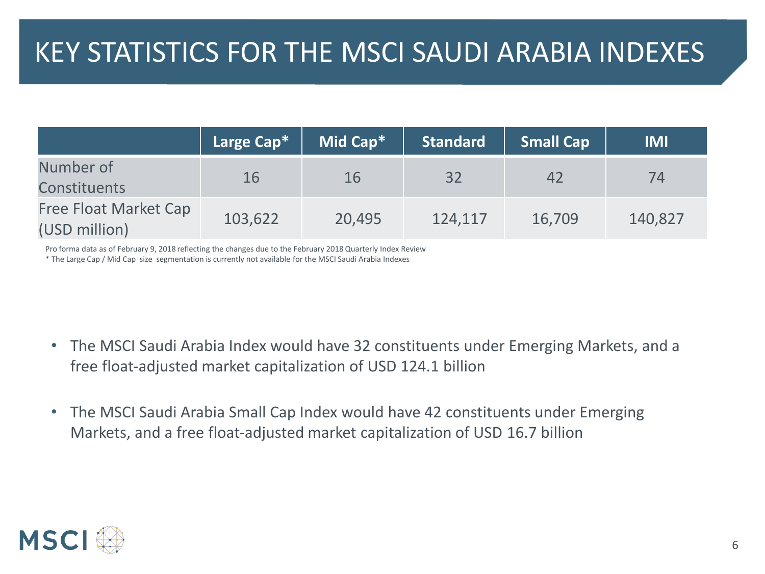# KEY STATISTICS FOR THE MSCI SAUDI ARABIA INDEXES

| | Large Cap* | Mid Cap* | Standard | Small Cap | IMI |
|---|---|---|---|---|---|
| Number of Constituents | 16 | 16 | 32 | 42 | 74 |
| Free Float Market Cap (USD million) | 103,622 | 20,495 | 124,117 | 16,709 | 140,827 |

Pro forma data as of February 9, 2018 reflecting the changes due to the February 2018 Quarterly Index Review

* The Large Cap / Mid Cap size segmentation is currently not available for the MSCI Saudi Arabia Indexes

- The MSCI Saudi Arabia Index would have 32 constituents under Emerging Markets, and a free float-adjusted market capitalization of USD 124.1 billion

- The MSCI Saudi Arabia Small Cap Index would have 42 constituents under Emerging Markets, and a free float-adjusted market capitalization of USD 16.7 billion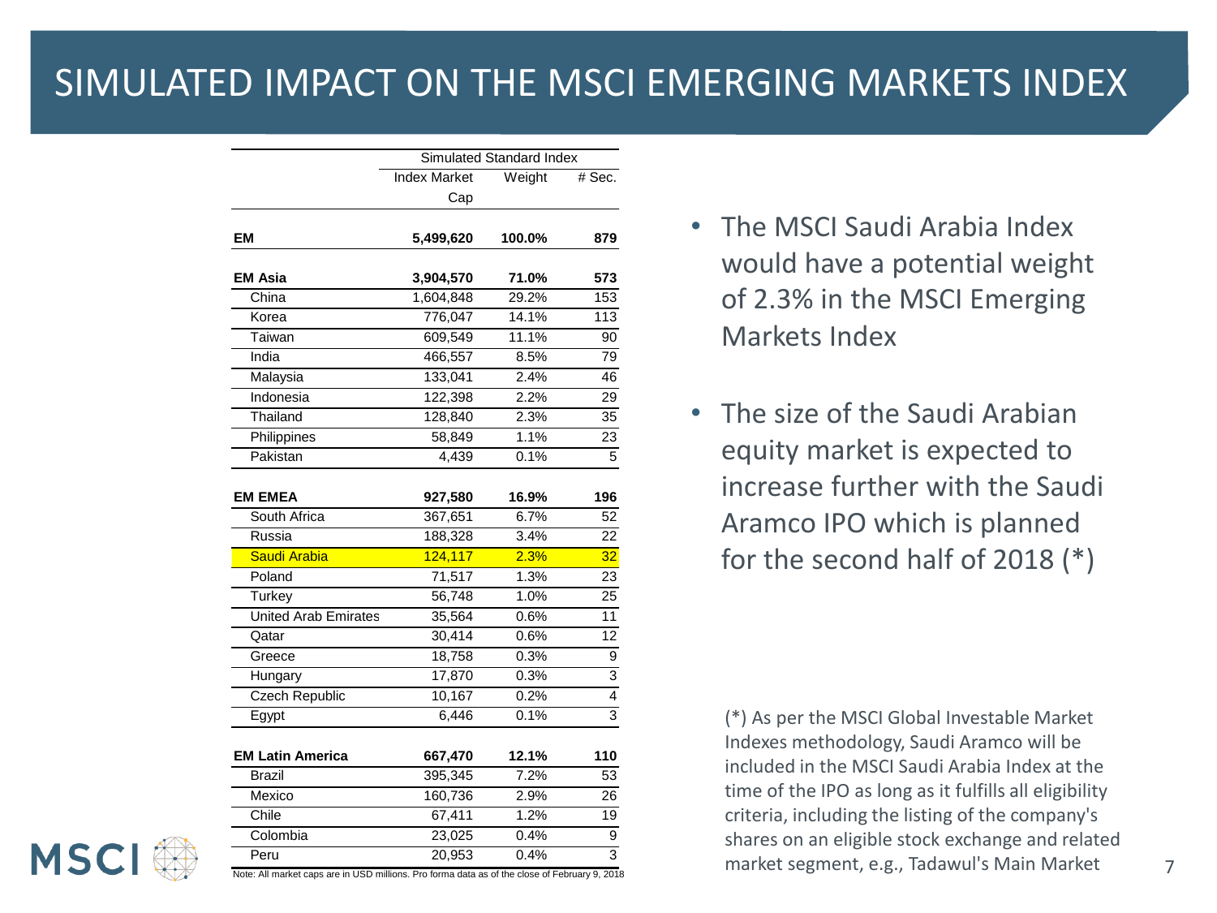# SIMULATED IMPACT ON THE MSCI EMERGING MARKETS INDEX

| | Simulated Standard Index | | |
|---|---|---|---|
| | Index Market Cap | Weight | # Sec. |
| **EM** | **5,499,620** | **100.0%** | **879** |
| **EM Asia** | **3,904,570** | **71.0%** | **573** |
| China | 1,604,848 | 29.2% | 153 |
| Korea | 776,047 | 14.1% | 113 |
| Taiwan | 609,549 | 11.1% | 90 |
| India | 466,557 | 8.5% | 79 |
| Malaysia | 133,041 | 2.4% | 46 |
| Indonesia | 122,398 | 2.2% | 29 |
| Thailand | 128,840 | 2.3% | 35 |
| Philippines | 58,849 | 1.1% | 23 |
| Pakistan | 4,439 | 0.1% | 5 |
| **EM EMEA** | **927,580** | **16.9%** | **196** |
| South Africa | 367,651 | 6.7% | 52 |
| Russia | 188,328 | 3.4% | 22 |
| Saudi Arabia | 124,117 | 2.3% | 32 |
| Poland | 71,517 | 1.3% | 23 |
| Turkey | 56,748 | 1.0% | 25 |
| United Arab Emirates | 35,564 | 0.6% | 11 |
| Qatar | 30,414 | 0.6% | 12 |
| Greece | 18,758 | 0.3% | 9 |
| Hungary | 17,870 | 0.3% | 3 |
| Czech Republic | 10,167 | 0.2% | 4 |
| Egypt | 6,446 | 0.1% | 3 |
| **EM Latin America** | **667,470** | **12.1%** | **110** |
| Brazil | 395,345 | 7.2% | 53 |
| Mexico | 160,736 | 2.9% | 26 |
| Chile | 67,411 | 1.2% | 19 |
| Colombia | 23,025 | 0.4% | 9 |
| Peru | 20,953 | 0.4% | 3 |

Note: All market caps are in USD millions. Pro forma data as of the close of February 9, 2018

- The MSCI Saudi Arabia Index would have a potential weight of 2.3% in the MSCI Emerging Markets Index
- The size of the Saudi Arabian equity market is expected to increase further with the Saudi Aramco IPO which is planned for the second half of 2018 (*)

(*) As per the MSCI Global Investable Market Indexes methodology, Saudi Aramco will be included in the MSCI Saudi Arabia Index at the time of the IPO as long as it fulfills all eligibility criteria, including the listing of the company's shares on an eligible stock exchange and related market segment, e.g., Tadawul's Main Market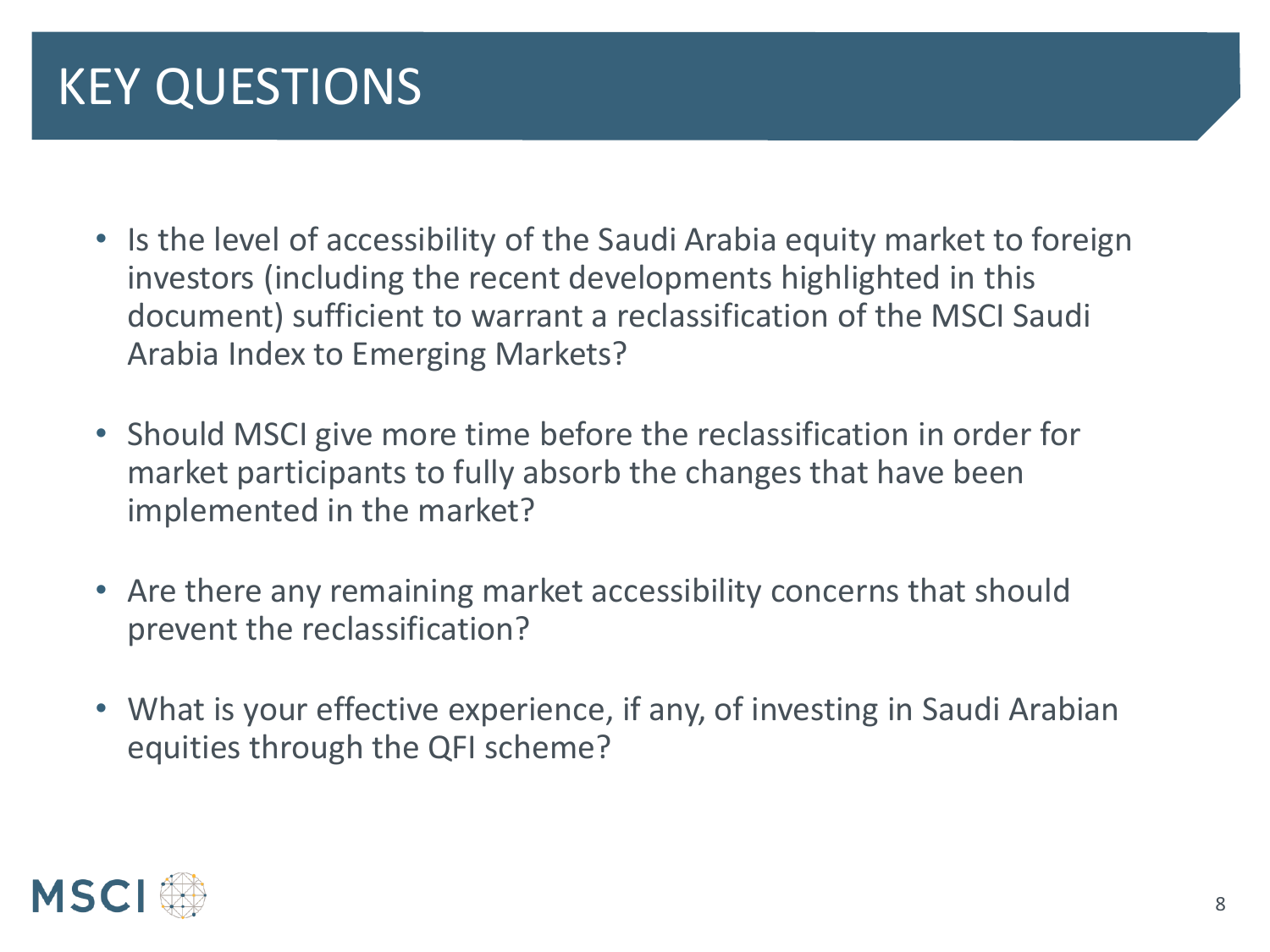# KEY QUESTIONS

- Is the level of accessibility of the Saudi Arabia equity market to foreign investors (including the recent developments highlighted in this document) sufficient to warrant a reclassification of the MSCI Saudi Arabia Index to Emerging Markets?
- Should MSCI give more time before the reclassification in order for market participants to fully absorb the changes that have been implemented in the market?
- Are there any remaining market accessibility concerns that should prevent the reclassification?
- What is your effective experience, if any, of investing in Saudi Arabian equities through the QFI scheme?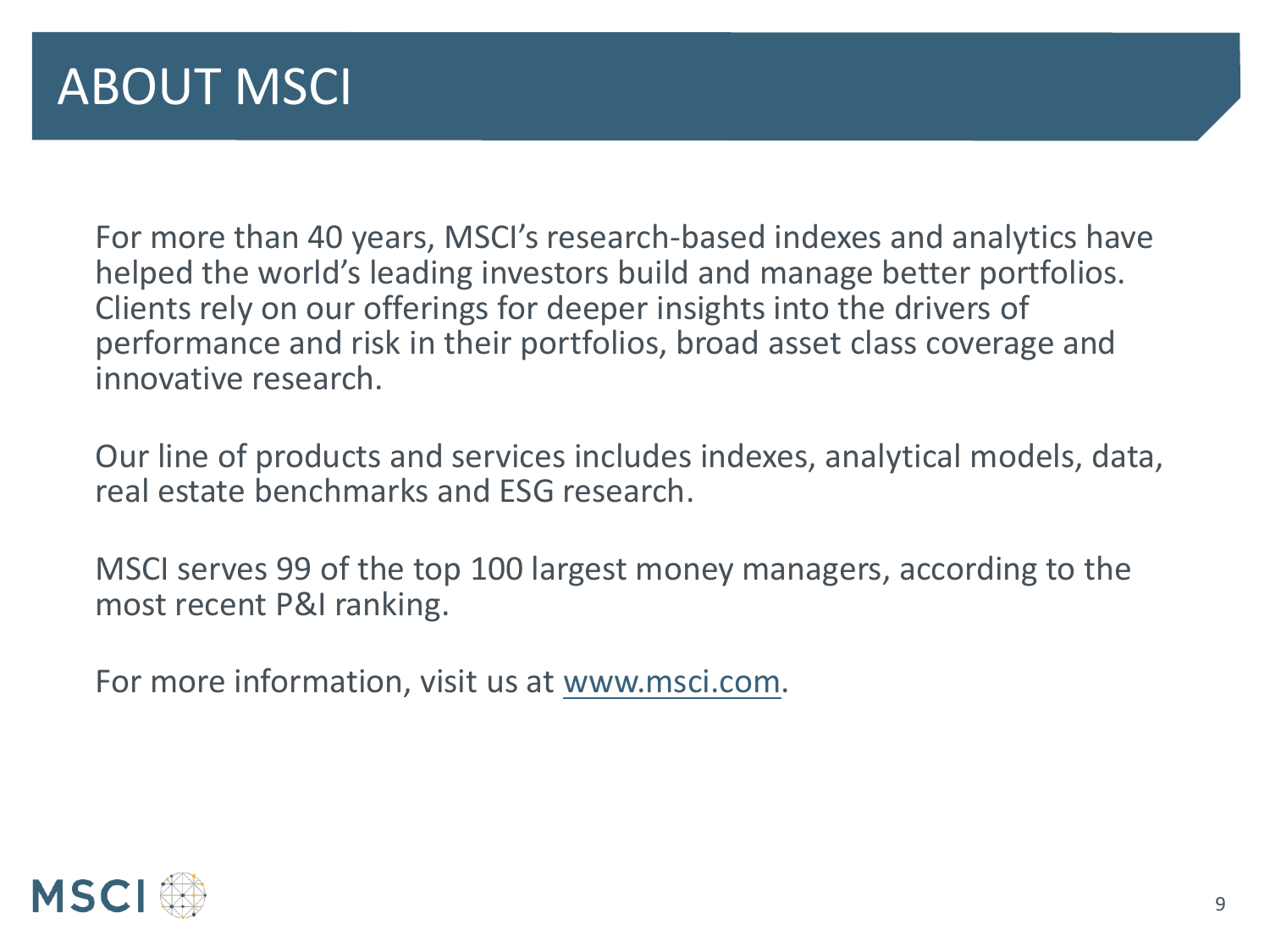# ABOUT MSCI

For more than 40 years, MSCI's research-based indexes and analytics have helped the world's leading investors build and manage better portfolios. Clients rely on our offerings for deeper insights into the drivers of performance and risk in their portfolios, broad asset class coverage and innovative research.

Our line of products and services includes indexes, analytical models, data, real estate benchmarks and ESG research.

MSCI serves 99 of the top 100 largest money managers, according to the most recent P&I ranking.

For more information, visit us at [www.msci.com](http://www.msci.com).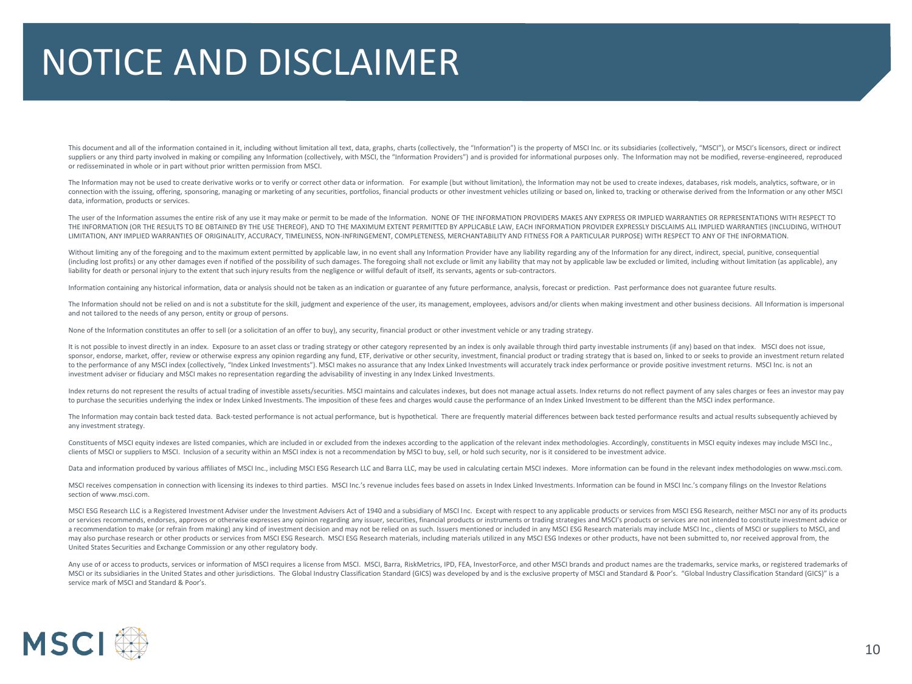# NOTICE AND DISCLAIMER

This document and all of the information contained in it, including without limitation all text, data, graphs, charts (collectively, the "Information") is the property of MSCI Inc. or its subsidiaries (collectively, "MSCI"), or MSCI's licensors, direct or indirect suppliers or any third party involved in making or compiling any Information (collectively, with MSCI, the "Information Providers") and is provided for informational purposes only. The Information may not be modified, reverse-engineered, reproduced or redisseminated in whole or in part without prior written permission from MSCI.

The Information may not be used to create derivative works or to verify or correct other data or information. For example (but without limitation), the Information may not be used to create indexes, databases, risk models, analytics, software, or in connection with the issuing, offering, sponsoring, managing or marketing of any securities, portfolios, financial products or other investment vehicles utilizing or based on, linked to, tracking or otherwise derived from the Information or any other MSCI data, information, products or services.

The user of the Information assumes the entire risk of any use it may make or permit to be made of the Information. NONE OF THE INFORMATION PROVIDERS MAKES ANY EXPRESS OR IMPLIED WARRANTIES OR REPRESENTATIONS WITH RESPECT TO THE INFORMATION (OR THE RESULTS TO BE OBTAINED BY THE USE THEREOF), AND TO THE MAXIMUM EXTENT PERMITTED BY APPLICABLE LAW, EACH INFORMATION PROVIDER EXPRESSLY DISCLAIMS ALL IMPLIED WARRANTIES (INCLUDING, WITHOUT LIMITATION, ANY IMPLIED WARRANTIES OF ORIGINALITY, ACCURACY, TIMELINESS, NON-INFRINGEMENT, COMPLETENESS, MERCHANTABILITY AND FITNESS FOR A PARTICULAR PURPOSE) WITH RESPECT TO ANY OF THE INFORMATION.

Without limiting any of the foregoing and to the maximum extent permitted by applicable law, in no event shall any Information Provider have any liability regarding any of the Information for any direct, indirect, special, punitive, consequential (including lost profits) or any other damages even if notified of the possibility of such damages. The foregoing shall not exclude or limit any liability that may not by applicable law be excluded or limited, including without limitation (as applicable), any liability for death or personal injury to the extent that such injury results from the negligence or willful default of itself, its servants, agents or sub-contractors.

Information containing any historical information, data or analysis should not be taken as an indication or guarantee of any future performance, analysis, forecast or prediction. Past performance does not guarantee future results.

The Information should not be relied on and is not a substitute for the skill, judgment and experience of the user, its management, employees, advisors and/or clients when making investment and other business decisions. All Information is impersonal and not tailored to the needs of any person, entity or group of persons.

None of the Information constitutes an offer to sell (or a solicitation of an offer to buy), any security, financial product or other investment vehicle or any trading strategy.

It is not possible to invest directly in an index. Exposure to an asset class or trading strategy or other category represented by an index is only available through third party investable instruments (if any) based on that index. MSCI does not issue, sponsor, endorse, market, offer, review or otherwise express any opinion regarding any fund, ETF, derivative or other security, investment, financial product or trading strategy that is based on, linked to or seeks to provide an investment return related to the performance of any MSCI index (collectively, "Index Linked Investments"). MSCI makes no assurance that any Index Linked Investments will accurately track index performance or provide positive investment returns. MSCI Inc. is not an investment adviser or fiduciary and MSCI makes no representation regarding the advisability of investing in any Index Linked Investments.

Index returns do not represent the results of actual trading of investible assets/securities. MSCI maintains and calculates indexes, but does not manage actual assets. Index returns do not reflect payment of any sales charges or fees an investor may pay to purchase the securities underlying the index or Index Linked Investments. The imposition of these fees and charges would cause the performance of an Index Linked Investment to be different than the MSCI index performance.

The Information may contain back tested data. Back-tested performance is not actual performance, but is hypothetical. There are frequently material differences between back tested performance results and actual results subsequently achieved by any investment strategy.

Constituents of MSCI equity indexes are listed companies, which are included in or excluded from the indexes according to the application of the relevant index methodologies. Accordingly, constituents in MSCI equity indexes may include MSCI Inc., clients of MSCI or suppliers to MSCI. Inclusion of a security within an MSCI index is not a recommendation by MSCI to buy, sell, or hold such security, nor is it considered to be investment advice.

Data and information produced by various affiliates of MSCI Inc., including MSCI ESG Research LLC and Barra LLC, may be used in calculating certain MSCI indexes. More information can be found in the relevant index methodologies on www.msci.com.

MSCI receives compensation in connection with licensing its indexes to third parties. MSCI Inc.'s revenue includes fees based on assets in Index Linked Investments. Information can be found in MSCI Inc.'s company filings on the Investor Relations section of www.msci.com.

MSCI ESG Research LLC is a Registered Investment Adviser under the Investment Advisers Act of 1940 and a subsidiary of MSCI Inc. Except with respect to any applicable products or services from MSCI ESG Research, neither MSCI nor any of its products or services recommends, endorses, approves or otherwise expresses any opinion regarding any issuer, securities, financial products or instruments or trading strategies and MSCI's products or services are not intended to constitute investment advice or a recommendation to make (or refrain from making) any kind of investment decision and may not be relied on as such. Issuers mentioned or included in any MSCI ESG Research materials may include MSCI Inc., clients of MSCI or suppliers to MSCI, and may also purchase research or other products or services from MSCI ESG Research. MSCI ESG Research materials, including materials utilized in any MSCI ESG Indexes or other products, have not been submitted to, nor received approval from, the United States Securities and Exchange Commission or any other regulatory body.

Any use of or access to products, services or information of MSCI requires a license from MSCI. MSCI, Barra, RiskMetrics, IPD, FEA, InvestorForce, and other MSCI brands and product names are the trademarks, service marks, or registered trademarks of MSCI or its subsidiaries in the United States and other jurisdictions. The Global Industry Classification Standard (GICS) was developed by and is the exclusive property of MSCI and Standard & Poor's. "Global Industry Classification Standard (GICS)" is a service mark of MSCI and Standard & Poor's.